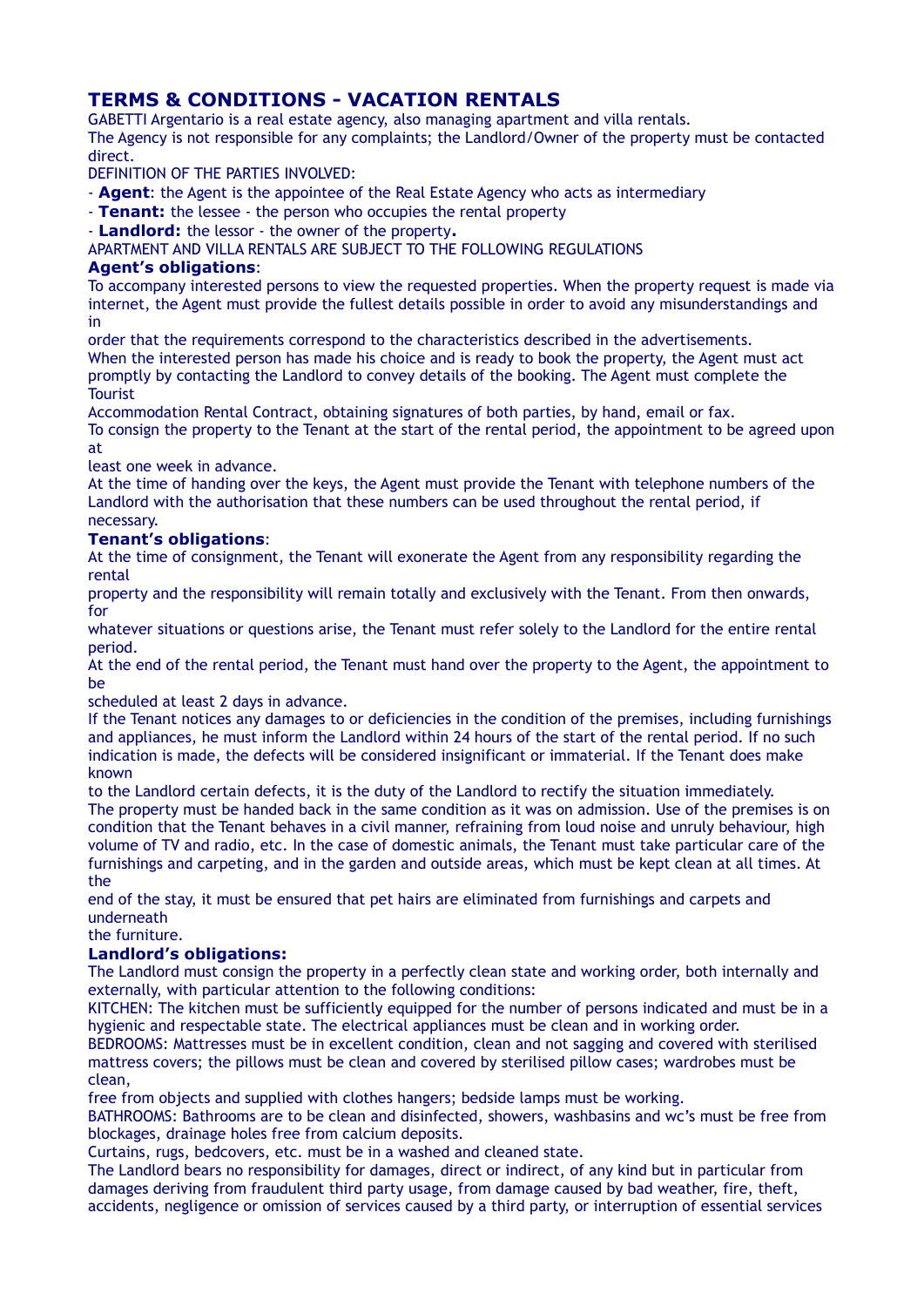# TERMS & CONDITIONS - VACATION RENTALS

GABETTI Argentario is a real estate agency, also managing apartment and villa rentals.
The Agency is not responsible for any complaints; the Landlord/Owner of the property must be contacted direct.

DEFINITION OF THE PARTIES INVOLVED:

- **Agent**: the Agent is the appointee of the Real Estate Agency who acts as intermediary
- **Tenant:** the lessee - the person who occupies the rental property
- **Landlord:** the lessor - the owner of the property**.**

APARTMENT AND VILLA RENTALS ARE SUBJECT TO THE FOLLOWING REGULATIONS

**Agent's obligations**:

To accompany interested persons to view the requested properties. When the property request is made via internet, the Agent must provide the fullest details possible in order to avoid any misunderstandings and in order that the requirements correspond to the characteristics described in the advertisements.
When the interested person has made his choice and is ready to book the property, the Agent must act promptly by contacting the Landlord to convey details of the booking. The Agent must complete the Tourist Accommodation Rental Contract, obtaining signatures of both parties, by hand, email or fax.
To consign the property to the Tenant at the start of the rental period, the appointment to be agreed upon at least one week in advance.
At the time of handing over the keys, the Agent must provide the Tenant with telephone numbers of the Landlord with the authorisation that these numbers can be used throughout the rental period, if necessary.

**Tenant's obligations**:

At the time of consignment, the Tenant will exonerate the Agent from any responsibility regarding the rental property and the responsibility will remain totally and exclusively with the Tenant. From then onwards, for whatever situations or questions arise, the Tenant must refer solely to the Landlord for the entire rental period.
At the end of the rental period, the Tenant must hand over the property to the Agent, the appointment to be scheduled at least 2 days in advance.
If the Tenant notices any damages to or deficiencies in the condition of the premises, including furnishings and appliances, he must inform the Landlord within 24 hours of the start of the rental period. If no such indication is made, the defects will be considered insignificant or immaterial. If the Tenant does make known to the Landlord certain defects, it is the duty of the Landlord to rectify the situation immediately.
The property must be handed back in the same condition as it was on admission. Use of the premises is on condition that the Tenant behaves in a civil manner, refraining from loud noise and unruly behaviour, high volume of TV and radio, etc. In the case of domestic animals, the Tenant must take particular care of the furnishings and carpeting, and in the garden and outside areas, which must be kept clean at all times. At the end of the stay, it must be ensured that pet hairs are eliminated from furnishings and carpets and underneath the furniture.

**Landlord's obligations:**

The Landlord must consign the property in a perfectly clean state and working order, both internally and externally, with particular attention to the following conditions:
KITCHEN: The kitchen must be sufficiently equipped for the number of persons indicated and must be in a hygienic and respectable state. The electrical appliances must be clean and in working order.
BEDROOMS: Mattresses must be in excellent condition, clean and not sagging and covered with sterilised mattress covers; the pillows must be clean and covered by sterilised pillow cases; wardrobes must be clean, free from objects and supplied with clothes hangers; bedside lamps must be working.
BATHROOMS: Bathrooms are to be clean and disinfected, showers, washbasins and wc's must be free from blockages, drainage holes free from calcium deposits.
Curtains, rugs, bedcovers, etc. must be in a washed and cleaned state.
The Landlord bears no responsibility for damages, direct or indirect, of any kind but in particular from damages deriving from fraudulent third party usage, from damage caused by bad weather, fire, theft, accidents, negligence or omission of services caused by a third party, or interruption of essential services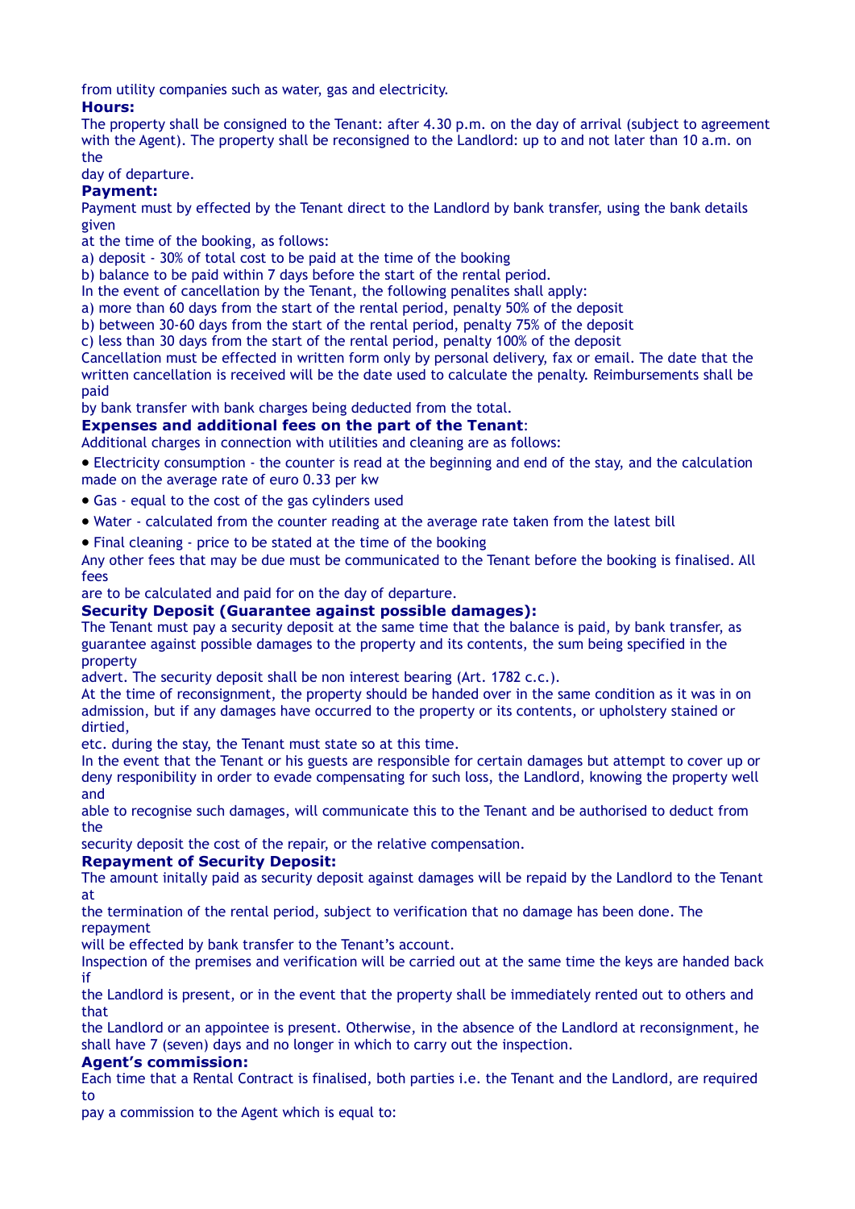from utility companies such as water, gas and electricity.

**Hours:**

The property shall be consigned to the Tenant: after 4.30 p.m. on the day of arrival (subject to agreement with the Agent). The property shall be reconsigned to the Landlord: up to and not later than 10 a.m. on the day of departure.

**Payment:**

Payment must by effected by the Tenant direct to the Landlord by bank transfer, using the bank details given at the time of the booking, as follows:

a) deposit - 30% of total cost to be paid at the time of the booking

b) balance to be paid within 7 days before the start of the rental period.

In the event of cancellation by the Tenant, the following penalites shall apply:

a) more than 60 days from the start of the rental period, penalty 50% of the deposit

b) between 30-60 days from the start of the rental period, penalty 75% of the deposit

c) less than 30 days from the start of the rental period, penalty 100% of the deposit

Cancellation must be effected in written form only by personal delivery, fax or email. The date that the written cancellation is received will be the date used to calculate the penalty. Reimbursements shall be paid by bank transfer with bank charges being deducted from the total.

**Expenses and additional fees on the part of the Tenant**:

Additional charges in connection with utilities and cleaning are as follows:

- Electricity consumption - the counter is read at the beginning and end of the stay, and the calculation made on the average rate of euro 0.33 per kw
- Gas - equal to the cost of the gas cylinders used
- Water - calculated from the counter reading at the average rate taken from the latest bill
- Final cleaning - price to be stated at the time of the booking

Any other fees that may be due must be communicated to the Tenant before the booking is finalised. All fees are to be calculated and paid for on the day of departure.

**Security Deposit (Guarantee against possible damages):**

The Tenant must pay a security deposit at the same time that the balance is paid, by bank transfer, as guarantee against possible damages to the property and its contents, the sum being specified in the property advert. The security deposit shall be non interest bearing (Art. 1782 c.c.).

At the time of reconsignment, the property should be handed over in the same condition as it was in on admission, but if any damages have occurred to the property or its contents, or upholstery stained or dirtied, etc. during the stay, the Tenant must state so at this time.

In the event that the Tenant or his guests are responsible for certain damages but attempt to cover up or deny responibility in order to evade compensating for such loss, the Landlord, knowing the property well and able to recognise such damages, will communicate this to the Tenant and be authorised to deduct from the security deposit the cost of the repair, or the relative compensation.

**Repayment of Security Deposit:**

The amount initally paid as security deposit against damages will be repaid by the Landlord to the Tenant at the termination of the rental period, subject to verification that no damage has been done. The repayment will be effected by bank transfer to the Tenant's account.

Inspection of the premises and verification will be carried out at the same time the keys are handed back if the Landlord is present, or in the event that the property shall be immediately rented out to others and that the Landlord or an appointee is present. Otherwise, in the absence of the Landlord at reconsignment, he shall have 7 (seven) days and no longer in which to carry out the inspection.

**Agent's commission:**

Each time that a Rental Contract is finalised, both parties i.e. the Tenant and the Landlord, are required to pay a commission to the Agent which is equal to: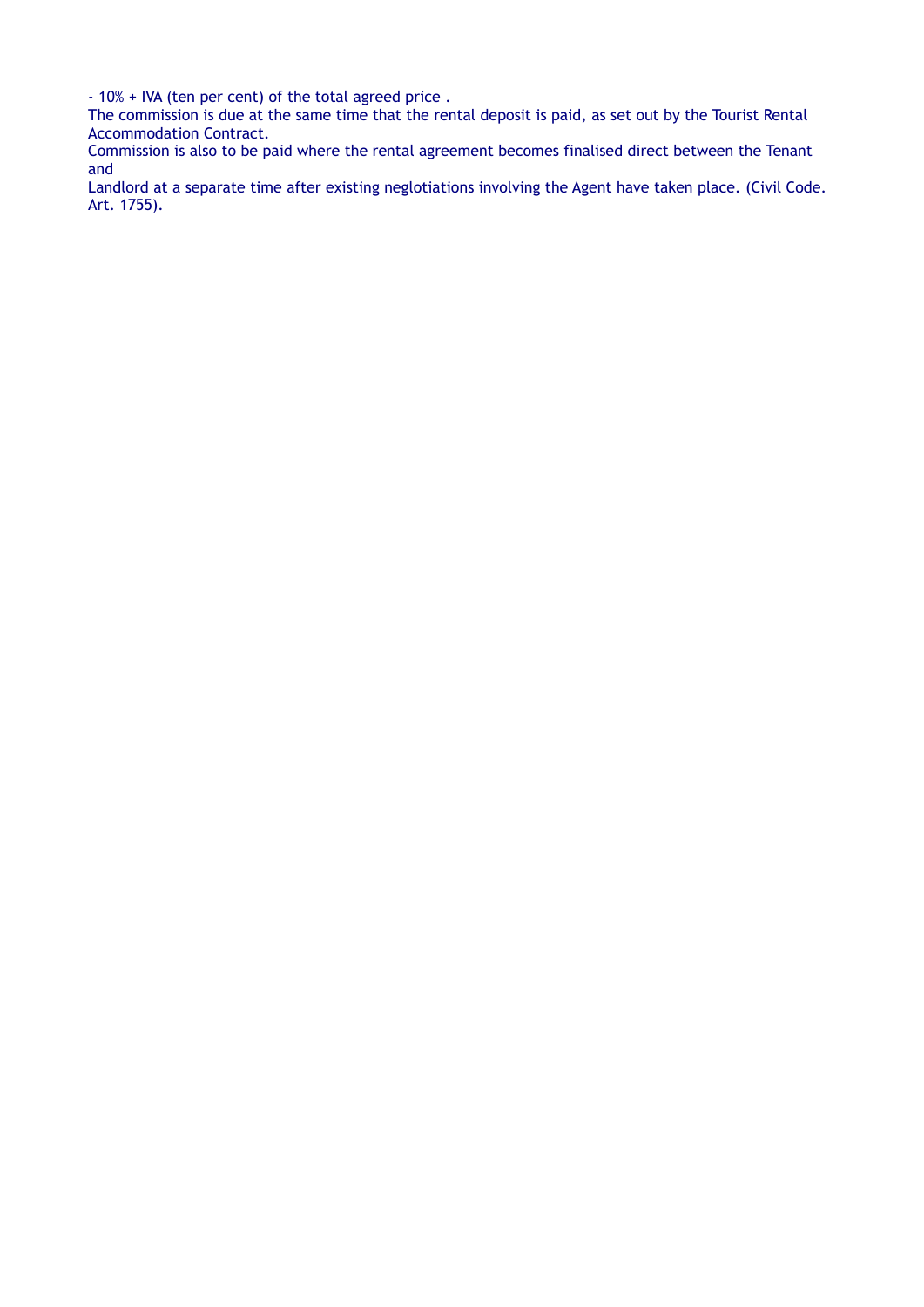- 10% + IVA (ten per cent) of the total agreed price .

The commission is due at the same time that the rental deposit is paid, as set out by the Tourist Rental Accommodation Contract.

Commission is also to be paid where the rental agreement becomes finalised direct between the Tenant and
Landlord at a separate time after existing neglotiations involving the Agent have taken place. (Civil Code. Art. 1755).